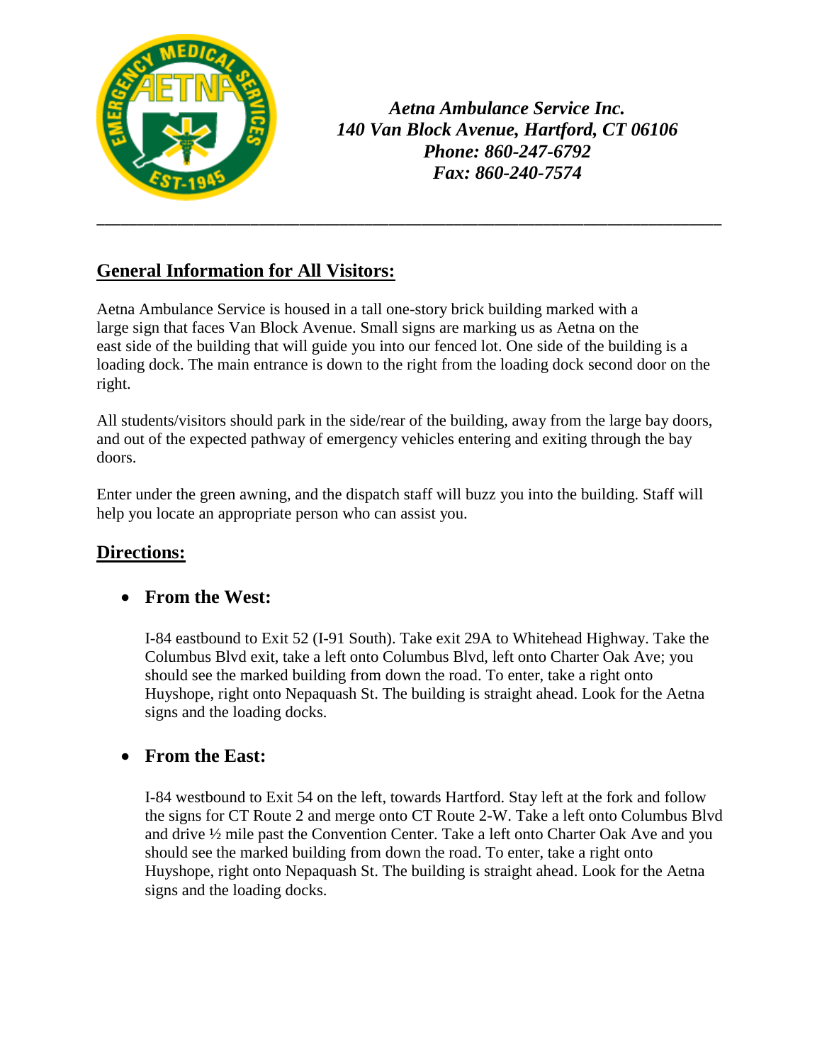*Aetna Ambulance Service Inc.*
*140 Van Block Avenue, Hartford, CT 06106*
*Phone: 860-247-6792*
*Fax: 860-240-7574*

---

## General Information for All Visitors:

Aetna Ambulance Service is housed in a tall one-story brick building marked with a large sign that faces Van Block Avenue. Small signs are marking us as Aetna on the east side of the building that will guide you into our fenced lot. One side of the building is a loading dock. The main entrance is down to the right from the loading dock second door on the right.

All students/visitors should park in the side/rear of the building, away from the large bay doors, and out of the expected pathway of emergency vehicles entering and exiting through the bay doors.

Enter under the green awning, and the dispatch staff will buzz you into the building. Staff will help you locate an appropriate person who can assist you.

## Directions:

- **From the West:**

  I-84 eastbound to Exit 52 (I-91 South). Take exit 29A to Whitehead Highway. Take the Columbus Blvd exit, take a left onto Columbus Blvd, left onto Charter Oak Ave; you should see the marked building from down the road. To enter, take a right onto Huyshope, right onto Nepaquash St. The building is straight ahead. Look for the Aetna signs and the loading docks.

- **From the East:**

  I-84 westbound to Exit 54 on the left, towards Hartford. Stay left at the fork and follow the signs for CT Route 2 and merge onto CT Route 2-W. Take a left onto Columbus Blvd and drive ½ mile past the Convention Center. Take a left onto Charter Oak Ave and you should see the marked building from down the road. To enter, take a right onto Huyshope, right onto Nepaquash St. The building is straight ahead. Look for the Aetna signs and the loading docks.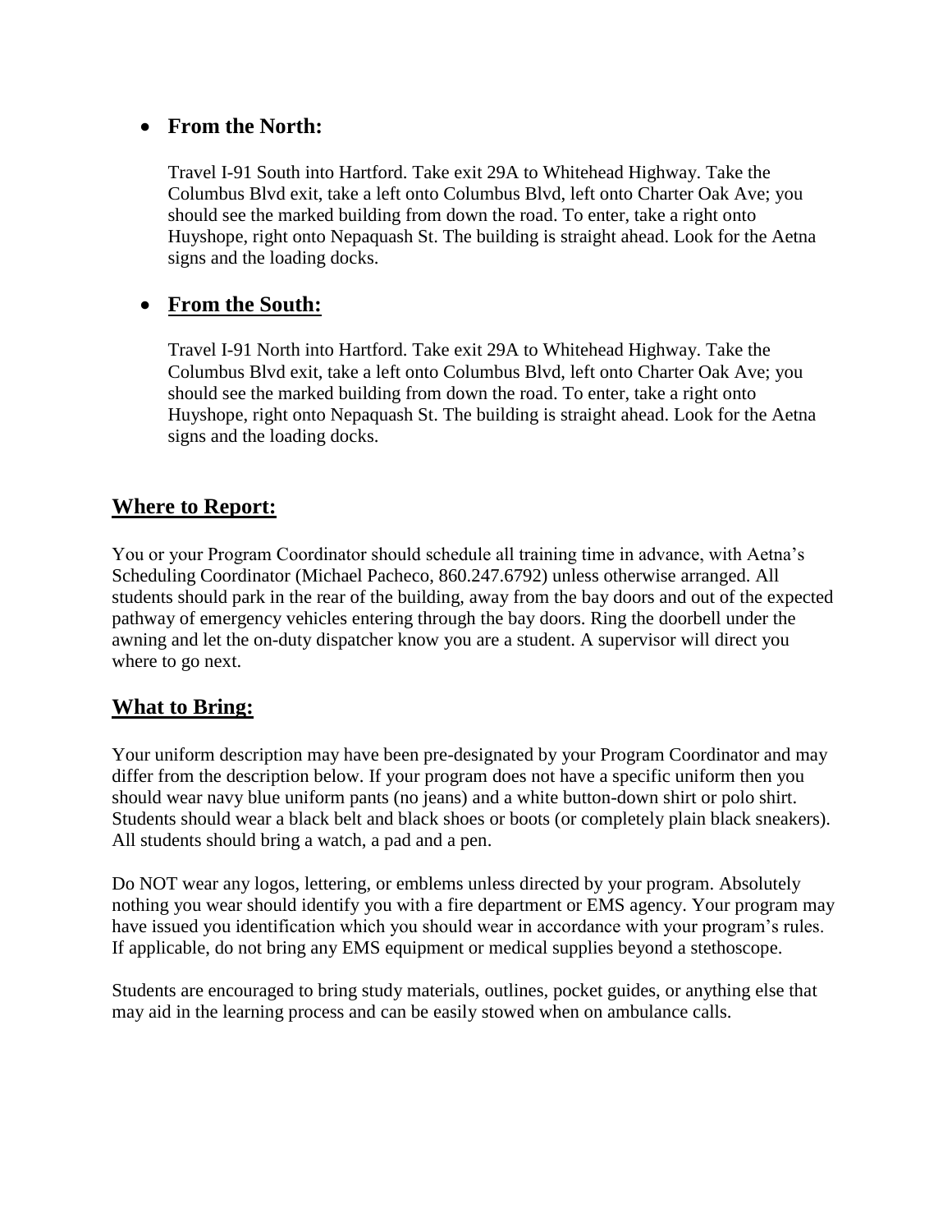- **From the North:**

  Travel I-91 South into Hartford. Take exit 29A to Whitehead Highway. Take the Columbus Blvd exit, take a left onto Columbus Blvd, left onto Charter Oak Ave; you should see the marked building from down the road. To enter, take a right onto Huyshope, right onto Nepaquash St. The building is straight ahead. Look for the Aetna signs and the loading docks.

- **From the South:**

  Travel I-91 North into Hartford. Take exit 29A to Whitehead Highway. Take the Columbus Blvd exit, take a left onto Columbus Blvd, left onto Charter Oak Ave; you should see the marked building from down the road. To enter, take a right onto Huyshope, right onto Nepaquash St. The building is straight ahead. Look for the Aetna signs and the loading docks.

## Where to Report:

You or your Program Coordinator should schedule all training time in advance, with Aetna's Scheduling Coordinator (Michael Pacheco, 860.247.6792) unless otherwise arranged. All students should park in the rear of the building, away from the bay doors and out of the expected pathway of emergency vehicles entering through the bay doors. Ring the doorbell under the awning and let the on-duty dispatcher know you are a student. A supervisor will direct you where to go next.

## What to Bring:

Your uniform description may have been pre-designated by your Program Coordinator and may differ from the description below. If your program does not have a specific uniform then you should wear navy blue uniform pants (no jeans) and a white button-down shirt or polo shirt. Students should wear a black belt and black shoes or boots (or completely plain black sneakers). All students should bring a watch, a pad and a pen.

Do NOT wear any logos, lettering, or emblems unless directed by your program. Absolutely nothing you wear should identify you with a fire department or EMS agency. Your program may have issued you identification which you should wear in accordance with your program's rules. If applicable, do not bring any EMS equipment or medical supplies beyond a stethoscope.

Students are encouraged to bring study materials, outlines, pocket guides, or anything else that may aid in the learning process and can be easily stowed when on ambulance calls.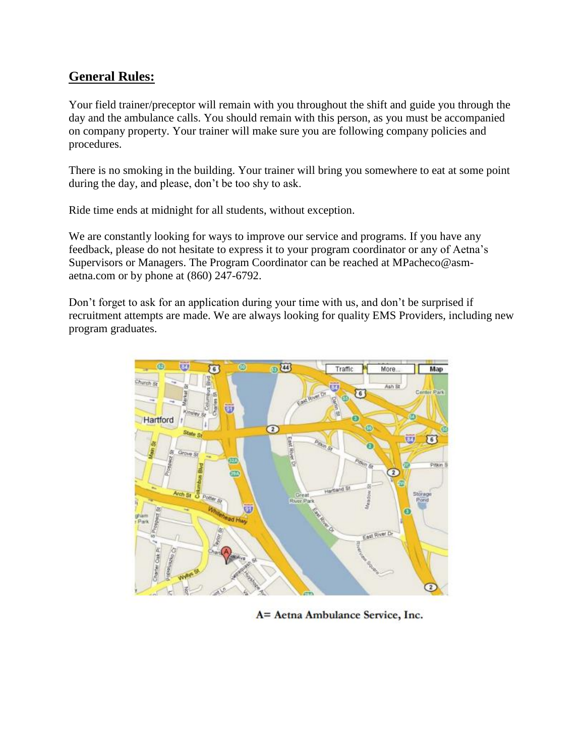## General Rules:

Your field trainer/preceptor will remain with you throughout the shift and guide you through the day and the ambulance calls. You should remain with this person, as you must be accompanied on company property. Your trainer will make sure you are following company policies and procedures.

There is no smoking in the building. Your trainer will bring you somewhere to eat at some point during the day, and please, don't be too shy to ask.

Ride time ends at midnight for all students, without exception.

We are constantly looking for ways to improve our service and programs. If you have any feedback, please do not hesitate to express it to your program coordinator or any of Aetna's Supervisors or Managers. The Program Coordinator can be reached at MPacheco@asm-aetna.com or by phone at (860) 247-6792.

Don't forget to ask for an application during your time with us, and don't be surprised if recruitment attempts are made. We are always looking for quality EMS Providers, including new program graduates.

A= Aetna Ambulance Service, Inc.